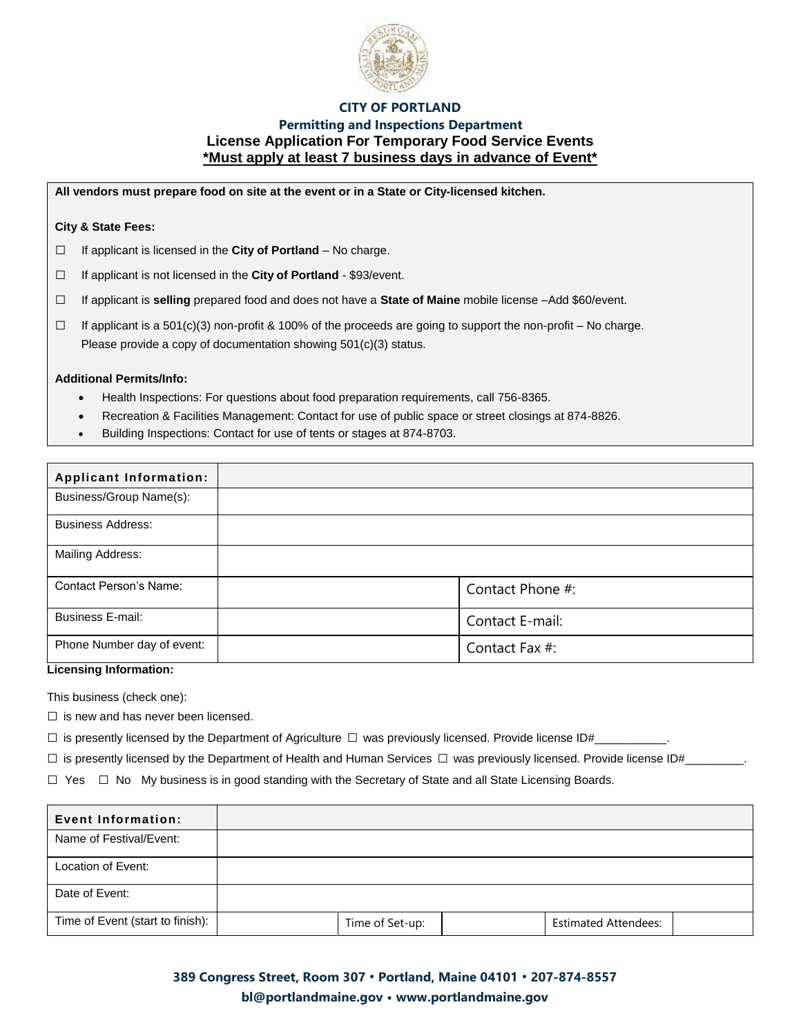# CITY OF PORTLAND

## Permitting and Inspections Department

## License Application For Temporary Food Service Events

**\*Must apply at least 7 business days in advance of Event\***

**All vendors must prepare food on site at the event or in a State or City-licensed kitchen.**

**City & State Fees:**

☐ If applicant is licensed in the **City of Portland** – No charge.

☐ If applicant is not licensed in the **City of Portland** - $93/event.

☐ If applicant is **selling** prepared food and does not have a **State of Maine** mobile license –Add $60/event.

☐ If applicant is a 501(c)(3) non-profit & 100% of the proceeds are going to support the non-profit – No charge. Please provide a copy of documentation showing 501(c)(3) status.

**Additional Permits/Info:**

- Health Inspections: For questions about food preparation requirements, call 756-8365.
- Recreation & Facilities Management: Contact for use of public space or street closings at 874-8826.
- Building Inspections: Contact for use of tents or stages at 874-8703.

| **Applicant Information:** | | |
|---|---|---|
| Business/Group Name(s): | | |
| Business Address: | | |
| Mailing Address: | | |
| Contact Person's Name: | | Contact Phone #: |
| Business E-mail: | | Contact E-mail: |
| Phone Number day of event: | | Contact Fax #: |

**Licensing Information:**

This business (check one):

☐ is new and has never been licensed.

☐ is presently licensed by the Department of Agriculture ☐ was previously licensed. Provide license ID#\_\_\_\_\_\_\_\_\_\_\_.

☐ is presently licensed by the Department of Health and Human Services ☐ was previously licensed. Provide license ID#\_\_\_\_\_\_\_\_\_.

☐ Yes ☐ No My business is in good standing with the Secretary of State and all State Licensing Boards.

| **Event Information:** | | | | | |
|---|---|---|---|---|---|
| Name of Festival/Event: | | | | | |
| Location of Event: | | | | | |
| Date of Event: | | | | | |
| Time of Event (start to finish): | | Time of Set-up: | | Estimated Attendees: | |

389 Congress Street, Room 307 • Portland, Maine 04101 • 207-874-8557
bl@portlandmaine.gov • www.portlandmaine.gov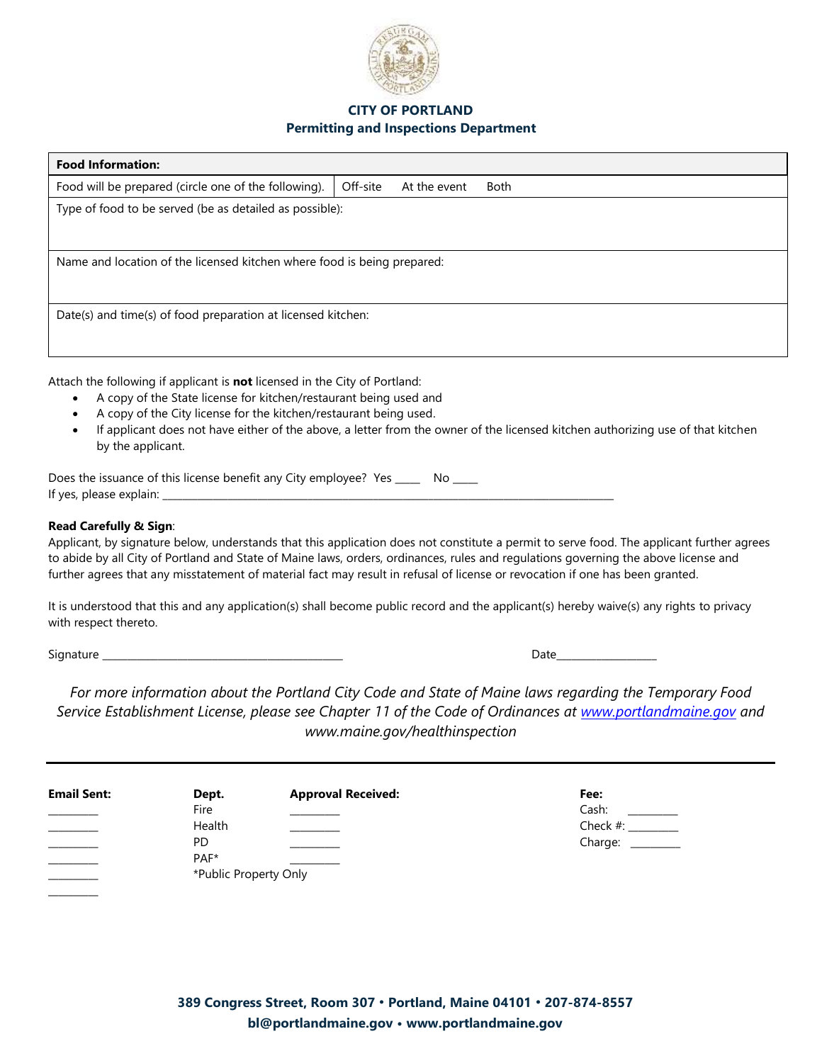**CITY OF PORTLAND**
**Permitting and Inspections Department**

| **Food Information:** | |
|---|---|
| Food will be prepared (circle one of the following). | Off-site     At the event     Both |
| Type of food to be served (be as detailed as possible): | |
| Name and location of the licensed kitchen where food is being prepared: | |
| Date(s) and time(s) of food preparation at licensed kitchen: | |

Attach the following if applicant is **not** licensed in the City of Portland:

- A copy of the State license for kitchen/restaurant being used and
- A copy of the City license for the kitchen/restaurant being used.
- If applicant does not have either of the above, a letter from the owner of the licensed kitchen authorizing use of that kitchen by the applicant.

Does the issuance of this license benefit any City employee? Yes _____ No _____
If yes, please explain: ______________________________________________________________________________________

**Read Carefully & Sign**:
Applicant, by signature below, understands that this application does not constitute a permit to serve food. The applicant further agrees to abide by all City of Portland and State of Maine laws, orders, ordinances, rules and regulations governing the above license and further agrees that any misstatement of material fact may result in refusal of license or revocation if one has been granted.

It is understood that this and any application(s) shall become public record and the applicant(s) hereby waive(s) any rights to privacy with respect thereto.

Signature _____________________________________________ Date__________________

*For more information about the Portland City Code and State of Maine laws regarding the Temporary Food Service Establishment License, please see Chapter 11 of the Code of Ordinances at www.portlandmaine.gov and www.maine.gov/healthinspection*

| **Email Sent:** | **Dept.** | **Approval Received:** | **Fee:** |
|---|---|---|---|
| _________ | Fire | _________ | Cash: _________ |
| _________ | Health | _________ | Check #: _________ |
| _________ | PD | _________ | Charge: _________ |
| _________ | PAF* | _________ | |
| _________ | *Public Property Only | | |
| _________ | | | |

**389 Congress Street, Room 307 • Portland, Maine 04101 • 207-874-8557**
**bl@portlandmaine.gov • www.portlandmaine.gov**